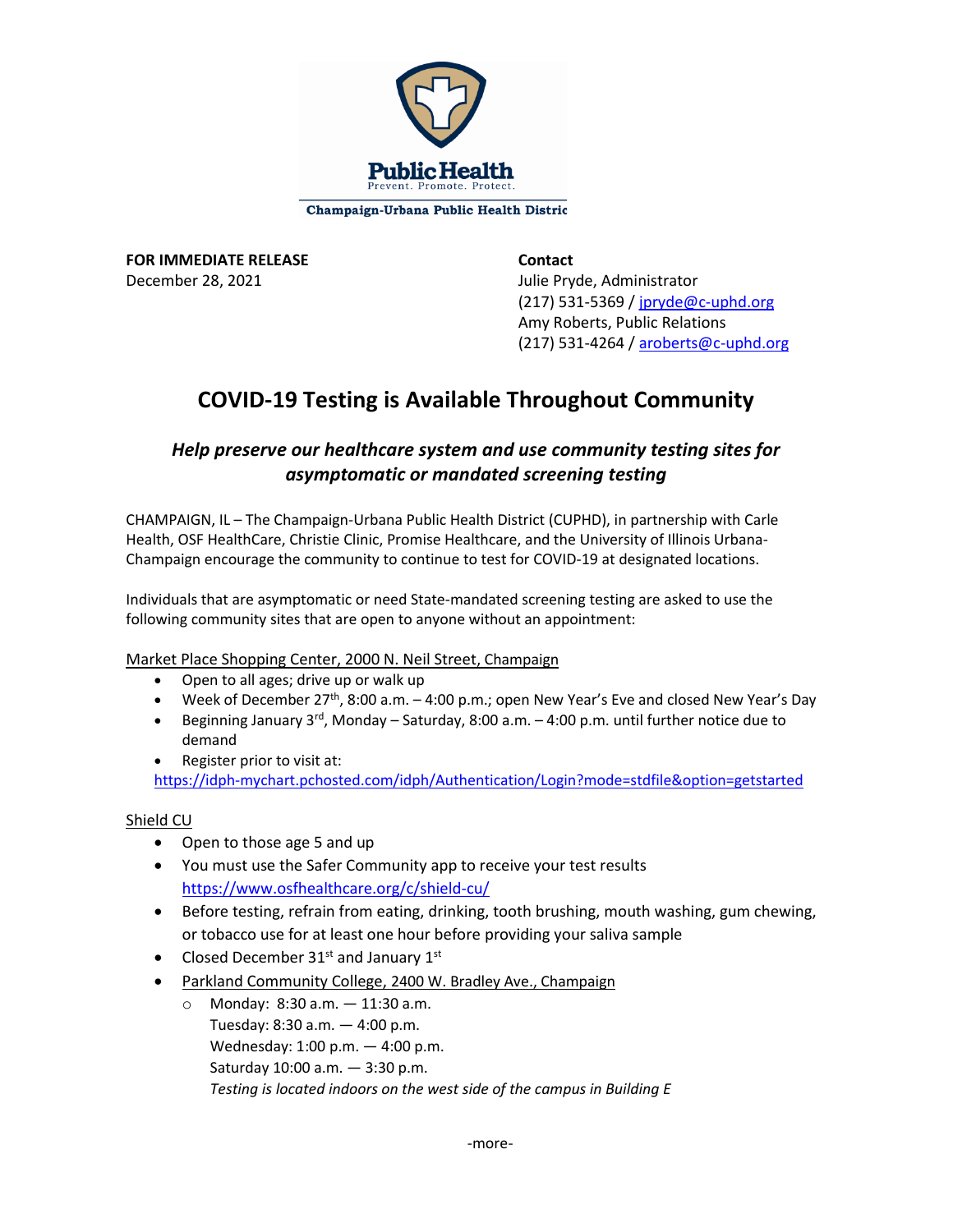Public Health
Prevent. Promote. Protect.

Champaign-Urbana Public Health District

**FOR IMMEDIATE RELEASE**
December 28, 2021

**Contact**
Julie Pryde, Administrator
(217) 531-5369 / jpryde@c-uphd.org
Amy Roberts, Public Relations
(217) 531-4264 / aroberts@c-uphd.org

# COVID-19 Testing is Available Throughout Community

## *Help preserve our healthcare system and use community testing sites for asymptomatic or mandated screening testing*

CHAMPAIGN, IL – The Champaign-Urbana Public Health District (CUPHD), in partnership with Carle Health, OSF HealthCare, Christie Clinic, Promise Healthcare, and the University of Illinois Urbana-Champaign encourage the community to continue to test for COVID-19 at designated locations.

Individuals that are asymptomatic or need State-mandated screening testing are asked to use the following community sites that are open to anyone without an appointment:

Market Place Shopping Center, 2000 N. Neil Street, Champaign

- Open to all ages; drive up or walk up
- Week of December 27th, 8:00 a.m. – 4:00 p.m.; open New Year's Eve and closed New Year's Day
- Beginning January 3rd, Monday – Saturday, 8:00 a.m. – 4:00 p.m. until further notice due to demand
- Register prior to visit at: https://idph-mychart.pchosted.com/idph/Authentication/Login?mode=stdfile&option=getstarted

Shield CU

- Open to those age 5 and up
- You must use the Safer Community app to receive your test results https://www.osfhealthcare.org/c/shield-cu/
- Before testing, refrain from eating, drinking, tooth brushing, mouth washing, gum chewing, or tobacco use for at least one hour before providing your saliva sample
- Closed December 31st and January 1st
- Parkland Community College, 2400 W. Bradley Ave., Champaign
  - Monday: 8:30 a.m. — 11:30 a.m.
    Tuesday: 8:30 a.m. — 4:00 p.m.
    Wednesday: 1:00 p.m. — 4:00 p.m.
    Saturday 10:00 a.m. — 3:30 p.m.
    *Testing is located indoors on the west side of the campus in Building E*

-more-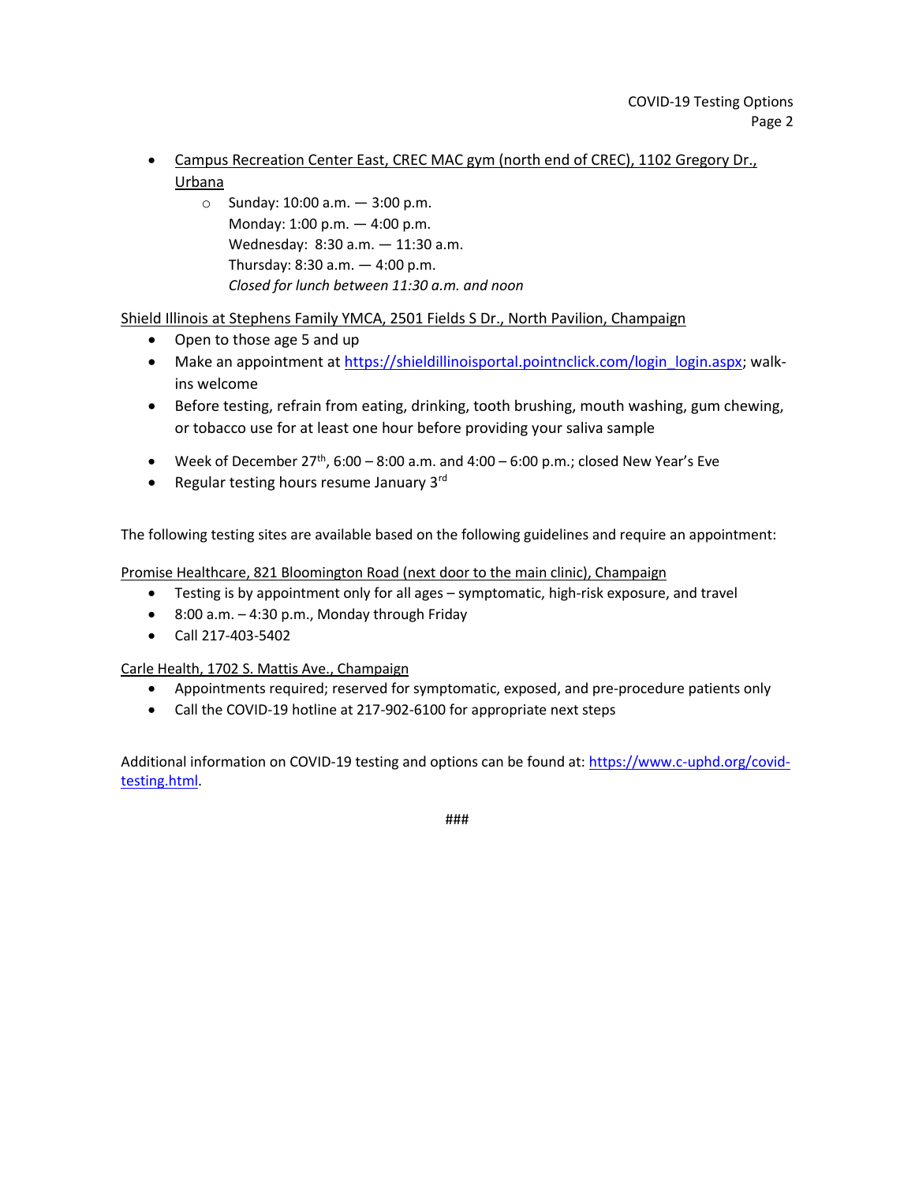- Campus Recreation Center East, CREC MAC gym (north end of CREC), 1102 Gregory Dr., Urbana
  - Sunday: 10:00 a.m. — 3:00 p.m.
    Monday: 1:00 p.m. — 4:00 p.m.
    Wednesday: 8:30 a.m. — 11:30 a.m.
    Thursday: 8:30 a.m. — 4:00 p.m.
    *Closed for lunch between 11:30 a.m. and noon*

Shield Illinois at Stephens Family YMCA, 2501 Fields S Dr., North Pavilion, Champaign

- Open to those age 5 and up
- Make an appointment at https://shieldillinoisportal.pointnclick.com/login_login.aspx; walk-ins welcome
- Before testing, refrain from eating, drinking, tooth brushing, mouth washing, gum chewing, or tobacco use for at least one hour before providing your saliva sample
- Week of December 27th, 6:00 – 8:00 a.m. and 4:00 – 6:00 p.m.; closed New Year's Eve
- Regular testing hours resume January 3rd

The following testing sites are available based on the following guidelines and require an appointment:

Promise Healthcare, 821 Bloomington Road (next door to the main clinic), Champaign

- Testing is by appointment only for all ages – symptomatic, high-risk exposure, and travel
- 8:00 a.m. – 4:30 p.m., Monday through Friday
- Call 217-403-5402

Carle Health, 1702 S. Mattis Ave., Champaign

- Appointments required; reserved for symptomatic, exposed, and pre-procedure patients only
- Call the COVID-19 hotline at 217-902-6100 for appropriate next steps

Additional information on COVID-19 testing and options can be found at: https://www.c-uphd.org/covid-testing.html.

###